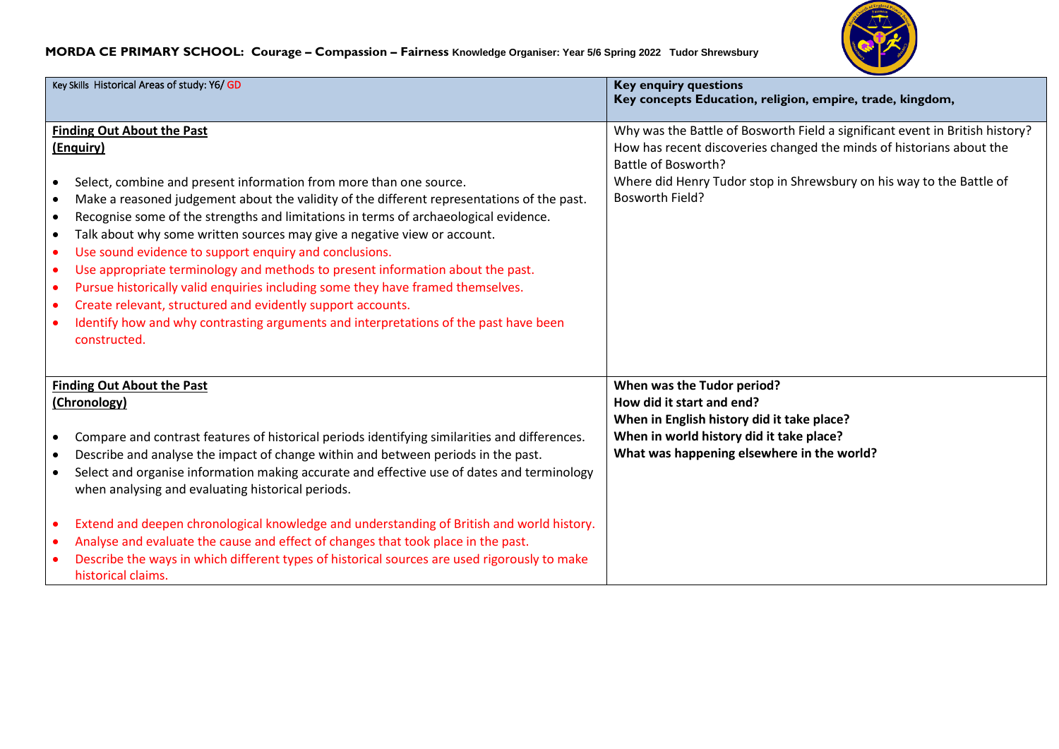**MORDA CE PRIMARY SCHOOL: Courage – Compassion – Fairness** Knowledge Organiser: Year 5/6 Spring 2022 Tudor Shrewsbury

| Key Skills Historical Areas of study: Y6/ GD | **Key enquiry questions**<br>**Key concepts Education, religion, empire, trade, kingdom,** |
|---|---|
| **Finding Out About the Past (Enquiry)**<br><br>• Select, combine and present information from more than one source.<br>• Make a reasoned judgement about the validity of the different representations of the past.<br>• Recognise some of the strengths and limitations in terms of archaeological evidence.<br>• Talk about why some written sources may give a negative view or account.<br>• Use sound evidence to support enquiry and conclusions.<br>• Use appropriate terminology and methods to present information about the past.<br>• Pursue historically valid enquiries including some they have framed themselves.<br>• Create relevant, structured and evidently support accounts.<br>• Identify how and why contrasting arguments and interpretations of the past have been constructed. | Why was the Battle of Bosworth Field a significant event in British history?<br>How has recent discoveries changed the minds of historians about the Battle of Bosworth?<br>Where did Henry Tudor stop in Shrewsbury on his way to the Battle of Bosworth Field? |
| **Finding Out About the Past (Chronology)**<br><br>• Compare and contrast features of historical periods identifying similarities and differences.<br>• Describe and analyse the impact of change within and between periods in the past.<br>• Select and organise information making accurate and effective use of dates and terminology when analysing and evaluating historical periods.<br><br>• Extend and deepen chronological knowledge and understanding of British and world history.<br>• Analyse and evaluate the cause and effect of changes that took place in the past.<br>• Describe the ways in which different types of historical sources are used rigorously to make historical claims. | **When was the Tudor period?**<br>**How did it start and end?**<br>**When in English history did it take place?**<br>**When in world history did it take place?**<br>**What was happening elsewhere in the world?** |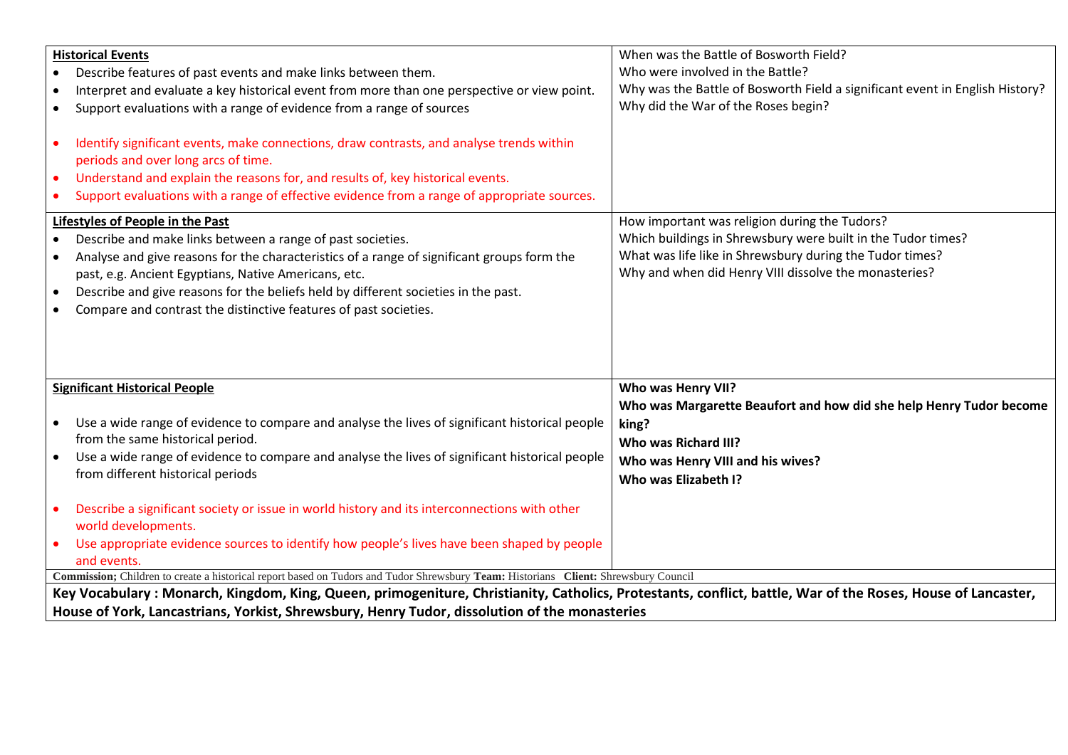| | |
|---|---|
| **Historical Events**<br>• Describe features of past events and make links between them.<br>• Interpret and evaluate a key historical event from more than one perspective or view point.<br>• Support evaluations with a range of evidence from a range of sources<br><br>• Identify significant events, make connections, draw contrasts, and analyse trends within periods and over long arcs of time.<br>• Understand and explain the reasons for, and results of, key historical events.<br>• Support evaluations with a range of effective evidence from a range of appropriate sources. | When was the Battle of Bosworth Field?<br>Who were involved in the Battle?<br>Why was the Battle of Bosworth Field a significant event in English History?<br>Why did the War of the Roses begin? |
| **Lifestyles of People in the Past**<br>• Describe and make links between a range of past societies.<br>• Analyse and give reasons for the characteristics of a range of significant groups form the past, e.g. Ancient Egyptians, Native Americans, etc.<br>• Describe and give reasons for the beliefs held by different societies in the past.<br>• Compare and contrast the distinctive features of past societies. | How important was religion during the Tudors?<br>Which buildings in Shrewsbury were built in the Tudor times?<br>What was life like in Shrewsbury during the Tudor times?<br>Why and when did Henry VIII dissolve the monasteries? |
| **Significant Historical People**<br><br>• Use a wide range of evidence to compare and analyse the lives of significant historical people from the same historical period.<br>• Use a wide range of evidence to compare and analyse the lives of significant historical people from different historical periods<br><br>• Describe a significant society or issue in world history and its interconnections with other world developments.<br>• Use appropriate evidence sources to identify how people's lives have been shaped by people and events. | **Who was Henry VII?**<br>**Who was Margarette Beaufort and how did she help Henry Tudor become king?**<br>**Who was Richard III?**<br>**Who was Henry VIII and his wives?**<br>**Who was Elizabeth I?** |

**Commission;** Children to create a historical report based on Tudors and Tudor Shrewsbury **Team:** Historians **Client:** Shrewsbury Council

**Key Vocabulary : Monarch, Kingdom, King, Queen, primogeniture, Christianity, Catholics, Protestants, conflict, battle, War of the Roses, House of Lancaster, House of York, Lancastrians, Yorkist, Shrewsbury, Henry Tudor, dissolution of the monasteries**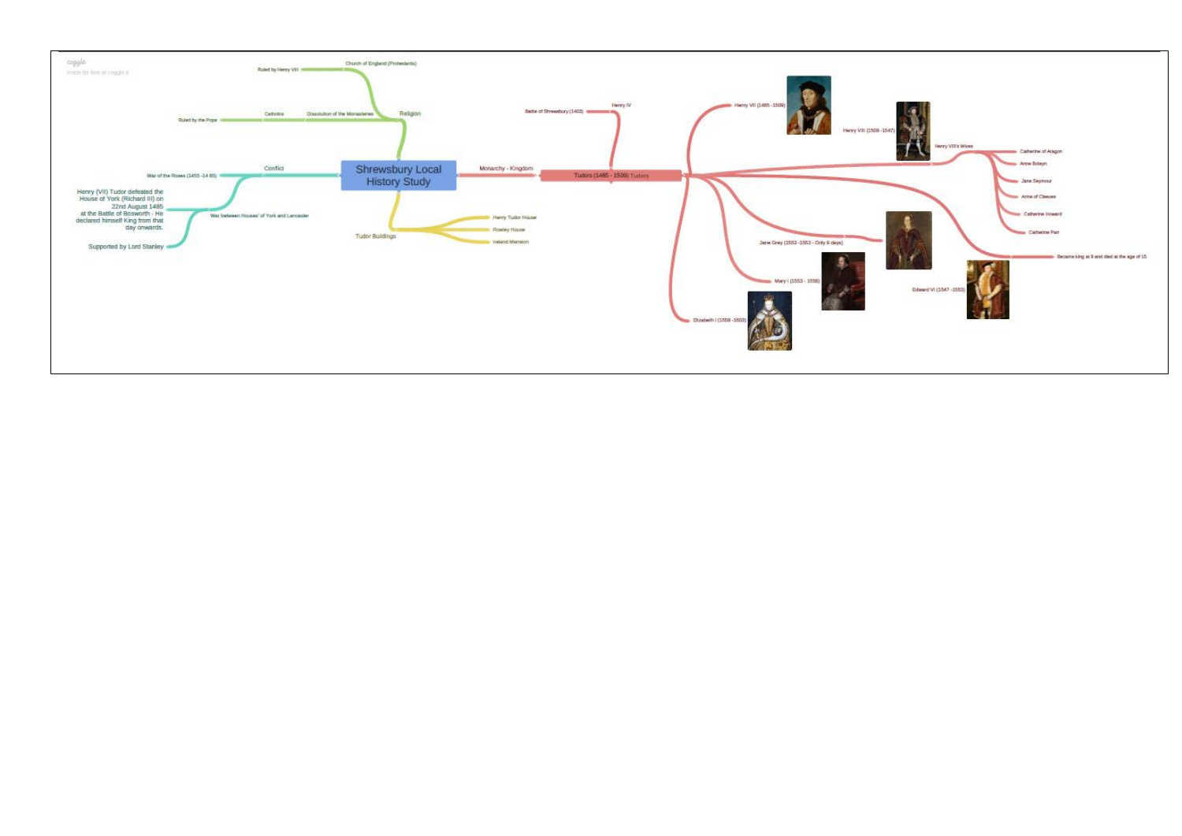coggle
made for free at coggle.it

Shrewsbury Local History Study

Religion
Church of England (Protestants)
Ruled by Henry VIII
Catholics
Dissolution of the Monasteries
Ruled by the Pope

Conflict
War of the Roses (1455 -14 85)
War between Houses' of York and Lancaster
Henry (VII) Tudor defeated the House of York (Richard III) on 22nd August 1485 at the Battle of Bosworth - He declared himself King from that day onwards.
Supported by Lord Stanley

Tudor Buildings
Henry Tudor House
Rowley House
Ireland Mansion

Monarchy - Kingdom
Henry IV
Battle of Shrewsbury (1403)
Tudors (1485 - 1509) Tudors
Henry VII (1485 -1509)
Henry VIII (1509 -1547)
Henry VIII's Wives
Catherine of Aragon
Anne Boleyn
Jane Seymour
Anne of Cleeves
Catherine Howard
Catherine Parr
Jane Grey (1553 -1553 - Only 9 days)
Mary I (1553 - 1558)
Edward VI (1547 -1553)
Became king at 9 and died at the age of 15
Elizabeth I (1558 -1603)